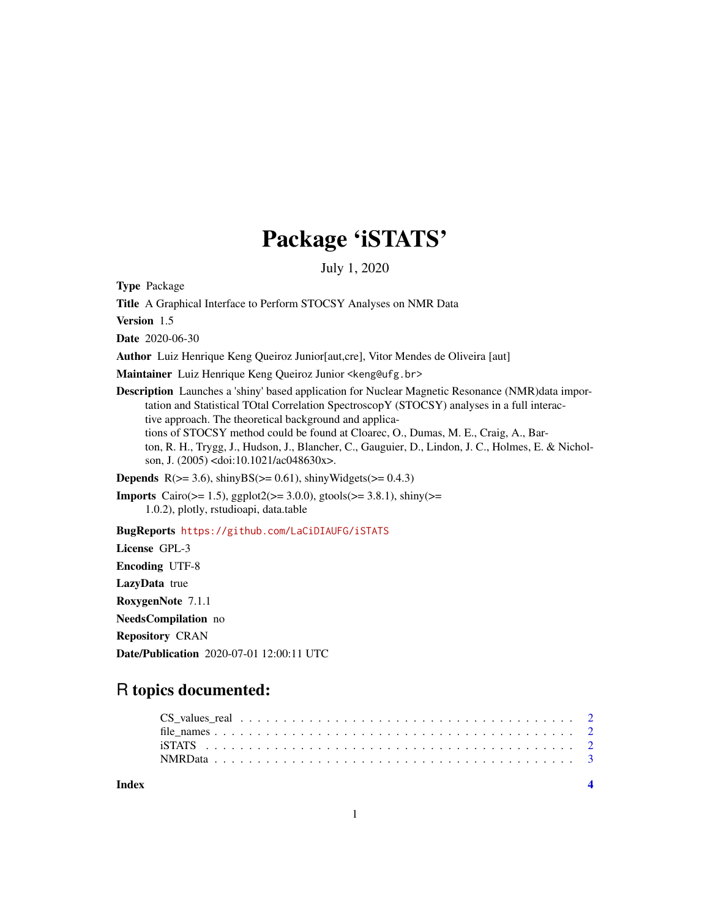# Package 'iSTATS'

July 1, 2020

**Type** Package

**Title** A Graphical Interface to Perform STOCSY Analyses on NMR Data

**Version** 1.5

**Date** 2020-06-30

**Author** Luiz Henrique Keng Queiroz Junior[aut,cre], Vitor Mendes de Oliveira [aut]

**Maintainer** Luiz Henrique Keng Queiroz Junior <keng@ufg.br>

**Description** Launches a 'shiny' based application for Nuclear Magnetic Resonance (NMR)data importation and Statistical TOtal Correlation SpectroscopY (STOCSY) analyses in a full interactive approach. The theoretical background and applications of STOCSY method could be found at Cloarec, O., Dumas, M. E., Craig, A., Barton, R. H., Trygg, J., Hudson, J., Blancher, C., Gauguier, D., Lindon, J. C., Holmes, E. & Nicholson, J. (2005) <doi:10.1021/ac048630x>.

**Depends** R(>= 3.6), shinyBS(>= 0.61), shinyWidgets(>= 0.4.3)

**Imports** Cairo(>= 1.5), ggplot2(>= 3.0.0), gtools(>= 3.8.1), shiny(>= 1.0.2), plotly, rstudioapi, data.table

**BugReports** https://github.com/LaCiDIAUFG/iSTATS

**License** GPL-3

**Encoding** UTF-8

**LazyData** true

**RoxygenNote** 7.1.1

**NeedsCompilation** no

**Repository** CRAN

**Date/Publication** 2020-07-01 12:00:11 UTC

## R topics documented:

CS_values_real . . . . . . . . . . . . . . . . . . . . . . . . . . . . . . . . . . . . . . . 2
file_names . . . . . . . . . . . . . . . . . . . . . . . . . . . . . . . . . . . . . . . . . . 2
iSTATS . . . . . . . . . . . . . . . . . . . . . . . . . . . . . . . . . . . . . . . . . . . . 2
NMRData . . . . . . . . . . . . . . . . . . . . . . . . . . . . . . . . . . . . . . . . . . . 3

**Index** **4**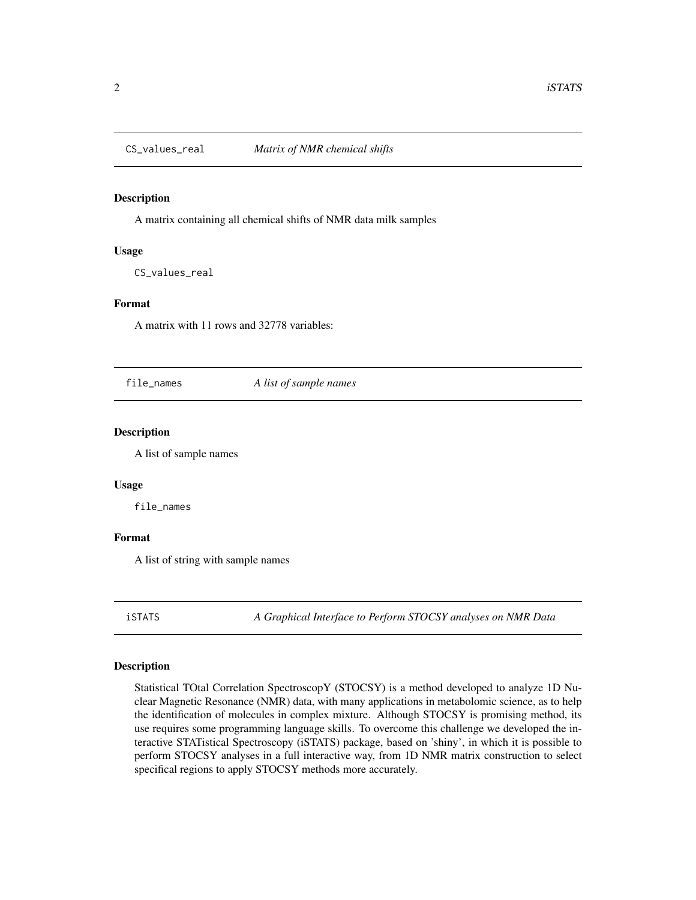## CS_values_real — *Matrix of NMR chemical shifts*

### Description

A matrix containing all chemical shifts of NMR data milk samples

### Usage

```
CS_values_real
```

### Format

A matrix with 11 rows and 32778 variables:

## file_names — *A list of sample names*

### Description

A list of sample names

### Usage

```
file_names
```

### Format

A list of string with sample names

## iSTATS — *A Graphical Interface to Perform STOCSY analyses on NMR Data*

### Description

Statistical TOtal Correlation SpectroscopY (STOCSY) is a method developed to analyze 1D Nuclear Magnetic Resonance (NMR) data, with many applications in metabolomic science, as to help the identification of molecules in complex mixture. Although STOCSY is promising method, its use requires some programming language skills. To overcome this challenge we developed the interactive STATistical Spectroscopy (iSTATS) package, based on 'shiny', in which it is possible to perform STOCSY analyses in a full interactive way, from 1D NMR matrix construction to select specifical regions to apply STOCSY methods more accurately.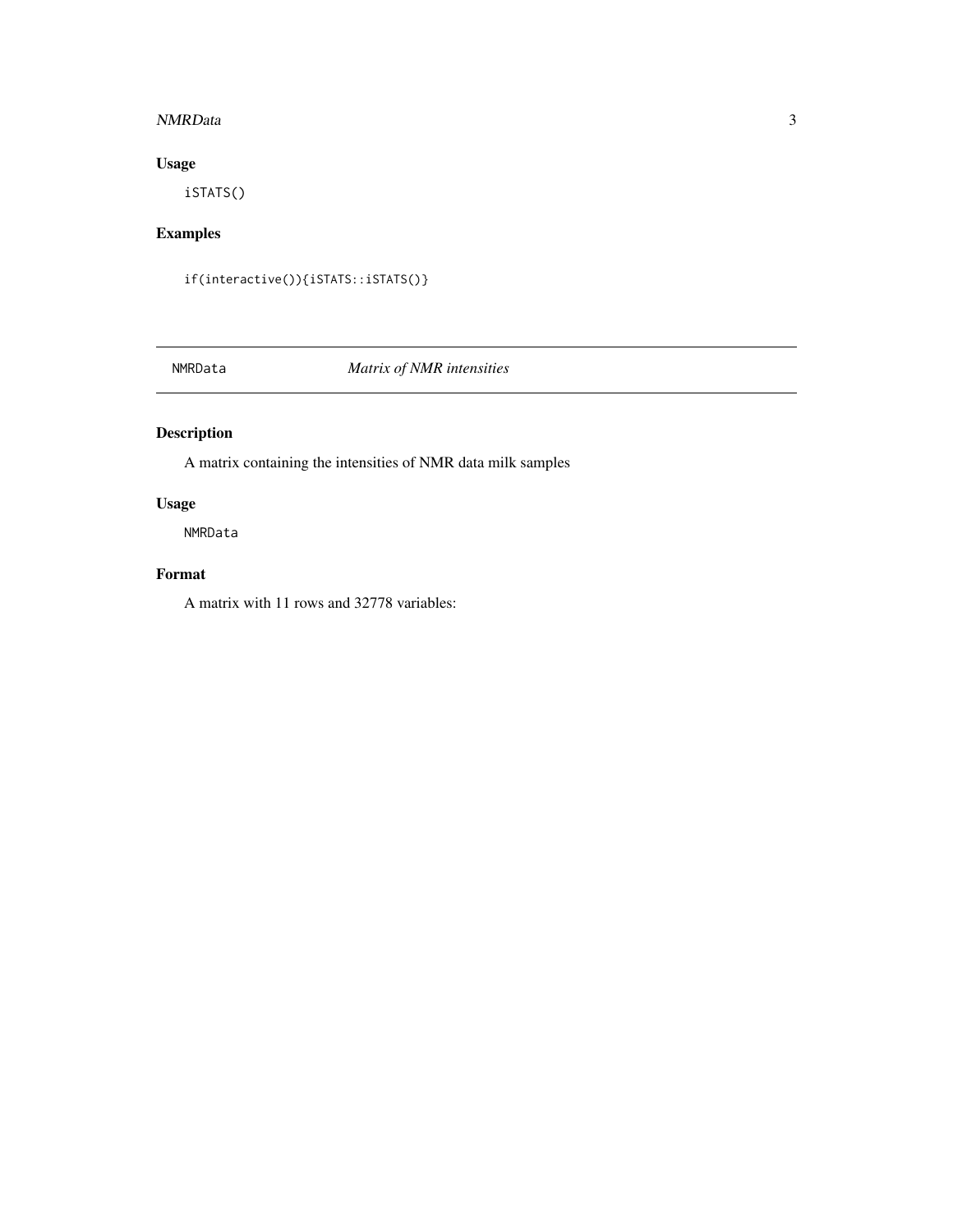## Usage

```
iSTATS()
```

## Examples

```
if(interactive()){iSTATS::iSTATS()}
```

---

# NMRData *Matrix of NMR intensities*

---

## Description

A matrix containing the intensities of NMR data milk samples

## Usage

```
NMRData
```

## Format

A matrix with 11 rows and 32778 variables: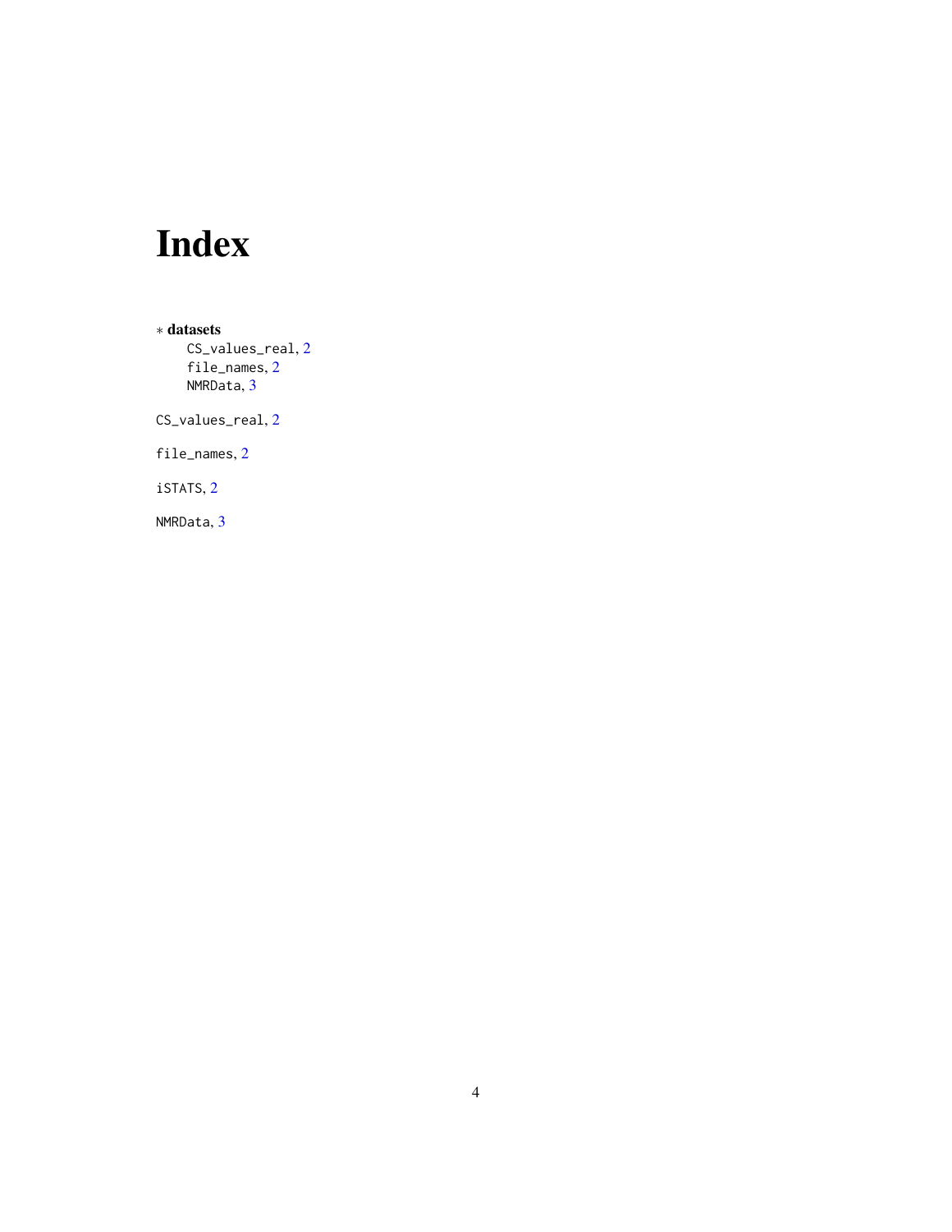# Index

∗ **datasets**
    CS_values_real, 2
    file_names, 2
    NMRData, 3

CS_values_real, 2

file_names, 2

iSTATS, 2

NMRData, 3